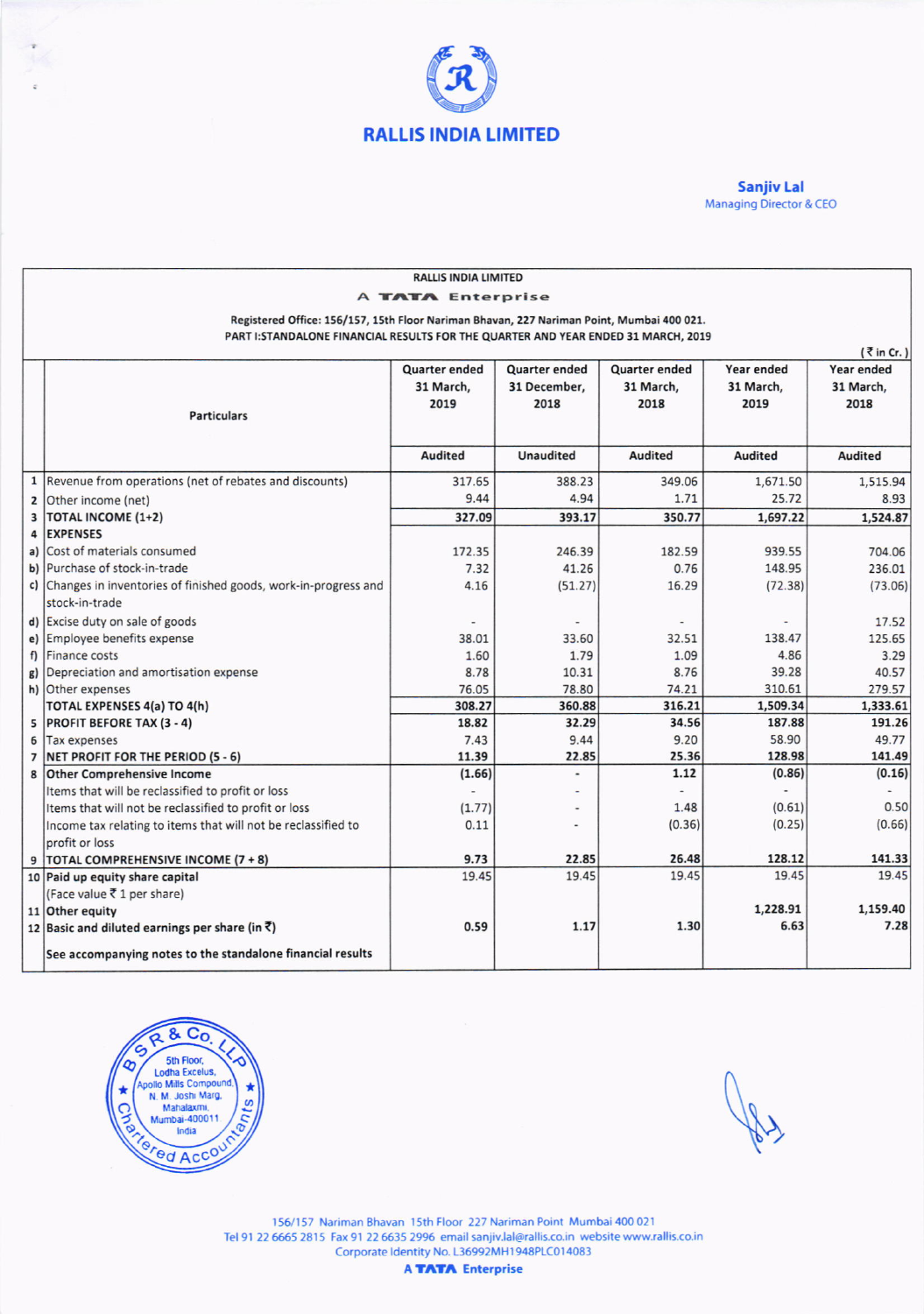# RALLIS INDIA LIMITED

**Sanjiv Lal**
Managing Director & CEO

RALLIS INDIA LIMITED

A TATA Enterprise

Registered Office: 156/157, 15th Floor Nariman Bhavan, 227 Nariman Point, Mumbai 400 021.

PART I:STANDALONE FINANCIAL RESULTS FOR THE QUARTER AND YEAR ENDED 31 MARCH, 2019

(₹ in Cr.)

| | Particulars | Quarter ended 31 March, 2019 | Quarter ended 31 December, 2018 | Quarter ended 31 March, 2018 | Year ended 31 March, 2019 | Year ended 31 March, 2018 |
|---|---|---|---|---|---|---|
| | | Audited | Unaudited | Audited | Audited | Audited |
| 1 | Revenue from operations (net of rebates and discounts) | 317.65 | 388.23 | 349.06 | 1,671.50 | 1,515.94 |
| 2 | Other income (net) | 9.44 | 4.94 | 1.71 | 25.72 | 8.93 |
| 3 | **TOTAL INCOME (1+2)** | **327.09** | **393.17** | **350.77** | **1,697.22** | **1,524.87** |
| 4 | **EXPENSES** | | | | | |
| a) | Cost of materials consumed | 172.35 | 246.39 | 182.59 | 939.55 | 704.06 |
| b) | Purchase of stock-in-trade | 7.32 | 41.26 | 0.76 | 148.95 | 236.01 |
| c) | Changes in inventories of finished goods, work-in-progress and stock-in-trade | 4.16 | (51.27) | 16.29 | (72.38) | (73.06) |
| d) | Excise duty on sale of goods | - | - | - | - | 17.52 |
| e) | Employee benefits expense | 38.01 | 33.60 | 32.51 | 138.47 | 125.65 |
| f) | Finance costs | 1.60 | 1.79 | 1.09 | 4.86 | 3.29 |
| g) | Depreciation and amortisation expense | 8.78 | 10.31 | 8.76 | 39.28 | 40.57 |
| h) | Other expenses | 76.05 | 78.80 | 74.21 | 310.61 | 279.57 |
| | **TOTAL EXPENSES 4(a) TO 4(h)** | **308.27** | **360.88** | **316.21** | **1,509.34** | **1,333.61** |
| 5 | **PROFIT BEFORE TAX (3 - 4)** | **18.82** | **32.29** | **34.56** | **187.88** | **191.26** |
| 6 | Tax expenses | 7.43 | 9.44 | 9.20 | 58.90 | 49.77 |
| 7 | **NET PROFIT FOR THE PERIOD (5 - 6)** | **11.39** | **22.85** | **25.36** | **128.98** | **141.49** |
| 8 | **Other Comprehensive Income** | **(1.66)** | **-** | **1.12** | **(0.86)** | **(0.16)** |
| | Items that will be reclassified to profit or loss | - | - | - | - | - |
| | Items that will not be reclassified to profit or loss | (1.77) | - | 1.48 | (0.61) | 0.50 |
| | Income tax relating to items that will not be reclassified to profit or loss | 0.11 | - | (0.36) | (0.25) | (0.66) |
| 9 | **TOTAL COMPREHENSIVE INCOME (7 + 8)** | **9.73** | **22.85** | **26.48** | **128.12** | **141.33** |
| 10 | **Paid up equity share capital** (Face value ₹ 1 per share) | 19.45 | 19.45 | 19.45 | 19.45 | 19.45 |
| 11 | **Other equity** | | | | **1,228.91** | **1,159.40** |
| 12 | **Basic and diluted earnings per share (in ₹)** | **0.59** | **1.17** | **1.30** | **6.63** | **7.28** |
| | **See accompanying notes to the standalone financial results** | | | | | |

156/157 Nariman Bhavan 15th Floor 227 Nariman Point Mumbai 400 021
Tel 91 22 6665 2815 Fax 91 22 6635 2996 email sanjiv.lal@rallis.co.in website www.rallis.co.in
Corporate Identity No. L36992MH1948PLC014083
A TATA Enterprise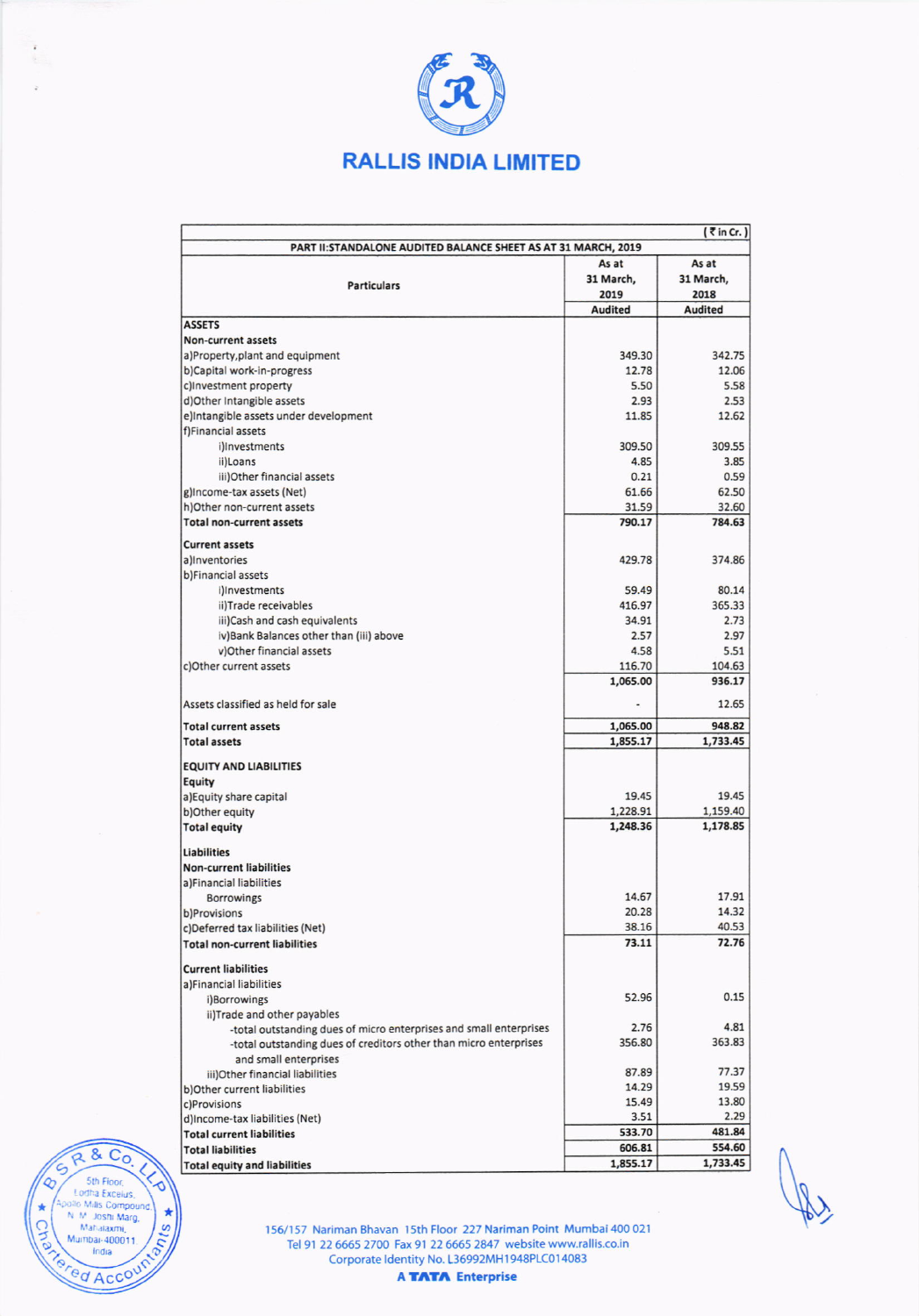# RALLIS INDIA LIMITED

| (₹ in Cr.) | | |
|---|---|---|
| **PART II:STANDALONE AUDITED BALANCE SHEET AS AT 31 MARCH, 2019** | | |
| **Particulars** | **As at 31 March, 2019** | **As at 31 March, 2018** |
| | **Audited** | **Audited** |
| **ASSETS** | | |
| **Non-current assets** | | |
| a)Property,plant and equipment | 349.30 | 342.75 |
| b)Capital work-in-progress | 12.78 | 12.06 |
| c)Investment property | 5.50 | 5.58 |
| d)Other Intangible assets | 2.93 | 2.53 |
| e)Intangible assets under development | 11.85 | 12.62 |
| f)Financial assets | | |
| i)Investments | 309.50 | 309.55 |
| ii)Loans | 4.85 | 3.85 |
| iii)Other financial assets | 0.21 | 0.59 |
| g)Income-tax assets (Net) | 61.66 | 62.50 |
| h)Other non-current assets | 31.59 | 32.60 |
| **Total non-current assets** | **790.17** | **784.63** |
| **Current assets** | | |
| a)Inventories | 429.78 | 374.86 |
| b)Financial assets | | |
| i)Investments | 59.49 | 80.14 |
| ii)Trade receivables | 416.97 | 365.33 |
| iii)Cash and cash equivalents | 34.91 | 2.73 |
| iv)Bank Balances other than (iii) above | 2.57 | 2.97 |
| v)Other financial assets | 4.58 | 5.51 |
| c)Other current assets | 116.70 | 104.63 |
| | **1,065.00** | **936.17** |
| Assets classified as held for sale | - | 12.65 |
| **Total current assets** | **1,065.00** | **948.82** |
| **Total assets** | **1,855.17** | **1,733.45** |
| **EQUITY AND LIABILITIES** | | |
| **Equity** | | |
| a)Equity share capital | 19.45 | 19.45 |
| b)Other equity | 1,228.91 | 1,159.40 |
| **Total equity** | **1,248.36** | **1,178.85** |
| **Liabilities** | | |
| **Non-current liabilities** | | |
| a)Financial liabilities | | |
| Borrowings | 14.67 | 17.91 |
| b)Provisions | 20.28 | 14.32 |
| c)Deferred tax liabilities (Net) | 38.16 | 40.53 |
| **Total non-current liabilities** | **73.11** | **72.76** |
| **Current liabilities** | | |
| a)Financial liabilities | | |
| i)Borrowings | 52.96 | 0.15 |
| ii)Trade and other payables | | |
| -total outstanding dues of micro enterprises and small enterprises | 2.76 | 4.81 |
| -total outstanding dues of creditors other than micro enterprises and small enterprises | 356.80 | 363.83 |
| iii)Other financial liabilities | 87.89 | 77.37 |
| b)Other current liabilities | 14.29 | 19.59 |
| c)Provisions | 15.49 | 13.80 |
| d)Income-tax liabilities (Net) | 3.51 | 2.29 |
| **Total current liabilities** | **533.70** | **481.84** |
| **Total liabilities** | **606.81** | **554.60** |
| **Total equity and liabilities** | **1,855.17** | **1,733.45** |

156/157 Nariman Bhavan 15th Floor 227 Nariman Point Mumbai 400 021
Tel 91 22 6665 2700 Fax 91 22 6665 2847 website www.rallis.co.in
Corporate Identity No. L36992MH1948PLC014083
**A TATA Enterprise**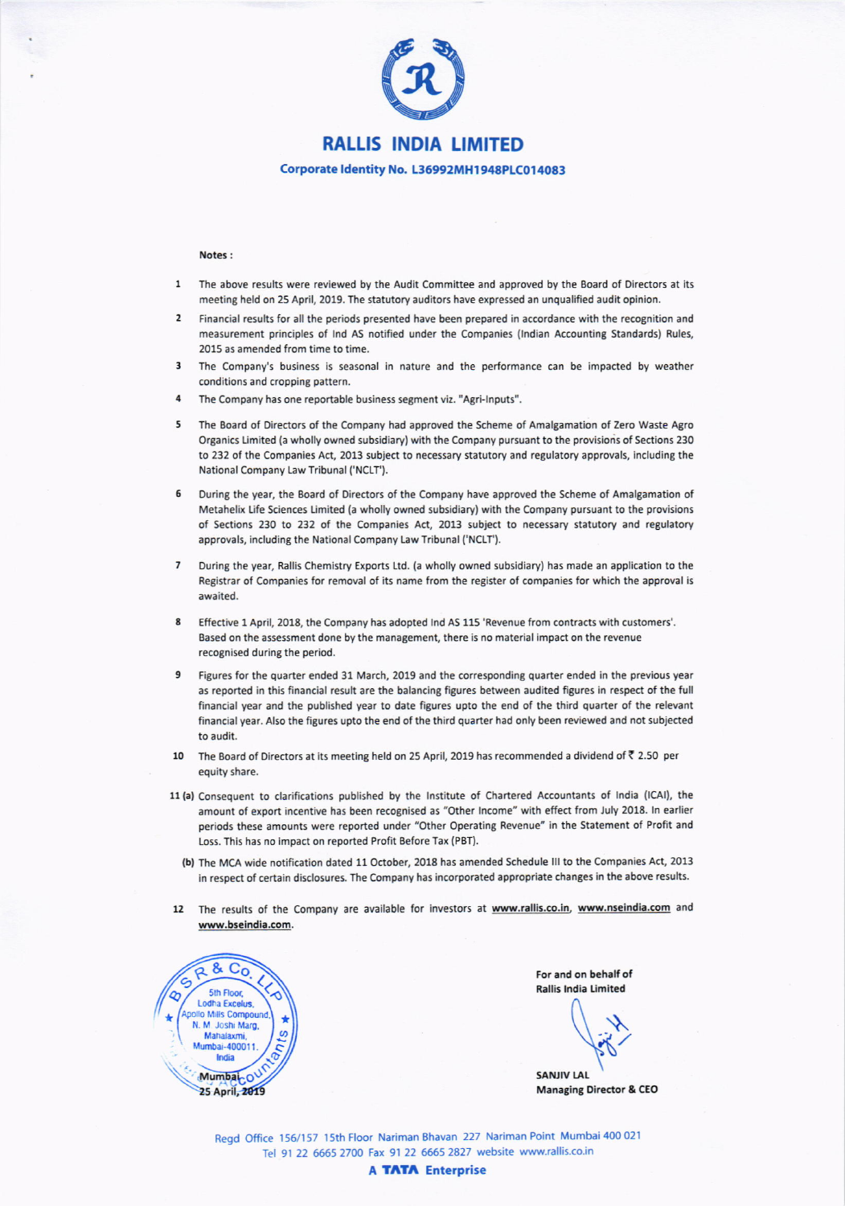# RALLIS INDIA LIMITED

**Corporate Identity No. L36992MH1948PLC014083**

**Notes :**

1. The above results were reviewed by the Audit Committee and approved by the Board of Directors at its meeting held on 25 April, 2019. The statutory auditors have expressed an unqualified audit opinion.

2. Financial results for all the periods presented have been prepared in accordance with the recognition and measurement principles of Ind AS notified under the Companies (Indian Accounting Standards) Rules, 2015 as amended from time to time.

3. The Company's business is seasonal in nature and the performance can be impacted by weather conditions and cropping pattern.

4. The Company has one reportable business segment viz. "Agri-Inputs".

5. The Board of Directors of the Company had approved the Scheme of Amalgamation of Zero Waste Agro Organics Limited (a wholly owned subsidiary) with the Company pursuant to the provisions of Sections 230 to 232 of the Companies Act, 2013 subject to necessary statutory and regulatory approvals, including the National Company Law Tribunal ('NCLT').

6. During the year, the Board of Directors of the Company have approved the Scheme of Amalgamation of Metahelix Life Sciences Limited (a wholly owned subsidiary) with the Company pursuant to the provisions of Sections 230 to 232 of the Companies Act, 2013 subject to necessary statutory and regulatory approvals, including the National Company Law Tribunal ('NCLT').

7. During the year, Rallis Chemistry Exports Ltd. (a wholly owned subsidiary) has made an application to the Registrar of Companies for removal of its name from the register of companies for which the approval is awaited.

8. Effective 1 April, 2018, the Company has adopted Ind AS 115 'Revenue from contracts with customers'. Based on the assessment done by the management, there is no material impact on the revenue recognised during the period.

9. Figures for the quarter ended 31 March, 2019 and the corresponding quarter ended in the previous year as reported in this financial result are the balancing figures between audited figures in respect of the full financial year and the published year to date figures upto the end of the third quarter of the relevant financial year. Also the figures upto the end of the third quarter had only been reviewed and not subjected to audit.

10. The Board of Directors at its meeting held on 25 April, 2019 has recommended a dividend of ₹ 2.50 per equity share.

11. (a) Consequent to clarifications published by the Institute of Chartered Accountants of India (ICAI), the amount of export incentive has been recognised as "Other Income" with effect from July 2018. In earlier periods these amounts were reported under "Other Operating Revenue" in the Statement of Profit and Loss. This has no impact on reported Profit Before Tax (PBT).

    (b) The MCA wide notification dated 11 October, 2018 has amended Schedule III to the Companies Act, 2013 in respect of certain disclosures. The Company has incorporated appropriate changes in the above results.

12. The results of the Company are available for investors at www.rallis.co.in, www.nseindia.com and www.bseindia.com.

Mumbai
25 April, 2019

For and on behalf of
Rallis India Limited

SANJIV LAL
Managing Director & CEO

Regd Office 156/157 15th Floor Nariman Bhavan 227 Nariman Point Mumbai 400 021
Tel 91 22 6665 2700 Fax 91 22 6665 2827 website www.rallis.co.in

**A TATA Enterprise**